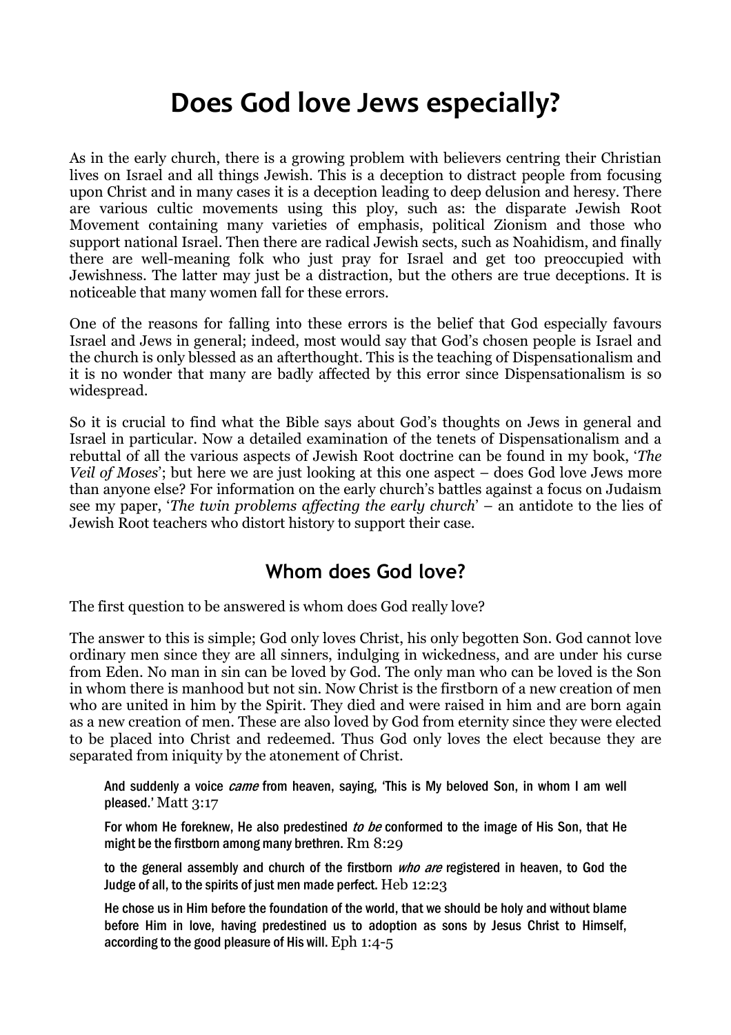# Does God love Jews especially?

As in the early church, there is a growing problem with believers centring their Christian lives on Israel and all things Jewish. This is a deception to distract people from focusing upon Christ and in many cases it is a deception leading to deep delusion and heresy. There are various cultic movements using this ploy, such as: the disparate Jewish Root Movement containing many varieties of emphasis, political Zionism and those who support national Israel. Then there are radical Jewish sects, such as Noahidism, and finally there are well-meaning folk who just pray for Israel and get too preoccupied with Jewishness. The latter may just be a distraction, but the others are true deceptions. It is noticeable that many women fall for these errors.

One of the reasons for falling into these errors is the belief that God especially favours Israel and Jews in general; indeed, most would say that God's chosen people is Israel and the church is only blessed as an afterthought. This is the teaching of Dispensationalism and it is no wonder that many are badly affected by this error since Dispensationalism is so widespread.

So it is crucial to find what the Bible says about God's thoughts on Jews in general and Israel in particular. Now a detailed examination of the tenets of Dispensationalism and a rebuttal of all the various aspects of Jewish Root doctrine can be found in my book, '*The Veil of Moses*'; but here we are just looking at this one aspect – does God love Jews more than anyone else? For information on the early church's battles against a focus on Judaism see my paper, '*The twin problems affecting the early church*' – an antidote to the lies of Jewish Root teachers who distort history to support their case.

## Whom does God love?

The first question to be answered is whom does God really love?

The answer to this is simple; God only loves Christ, his only begotten Son. God cannot love ordinary men since they are all sinners, indulging in wickedness, and are under his curse from Eden. No man in sin can be loved by God. The only man who can be loved is the Son in whom there is manhood but not sin. Now Christ is the firstborn of a new creation of men who are united in him by the Spirit. They died and were raised in him and are born again as a new creation of men. These are also loved by God from eternity since they were elected to be placed into Christ and redeemed. Thus God only loves the elect because they are separated from iniquity by the atonement of Christ.

> And suddenly a voice *came* from heaven, saying, 'This is My beloved Son, in whom I am well pleased.' Matt 3:17
>
> For whom He foreknew, He also predestined *to be* conformed to the image of His Son, that He might be the firstborn among many brethren. Rm 8:29
>
> to the general assembly and church of the firstborn *who are* registered in heaven, to God the Judge of all, to the spirits of just men made perfect. Heb 12:23
>
> He chose us in Him before the foundation of the world, that we should be holy and without blame before Him in love, having predestined us to adoption as sons by Jesus Christ to Himself, according to the good pleasure of His will. Eph 1:4-5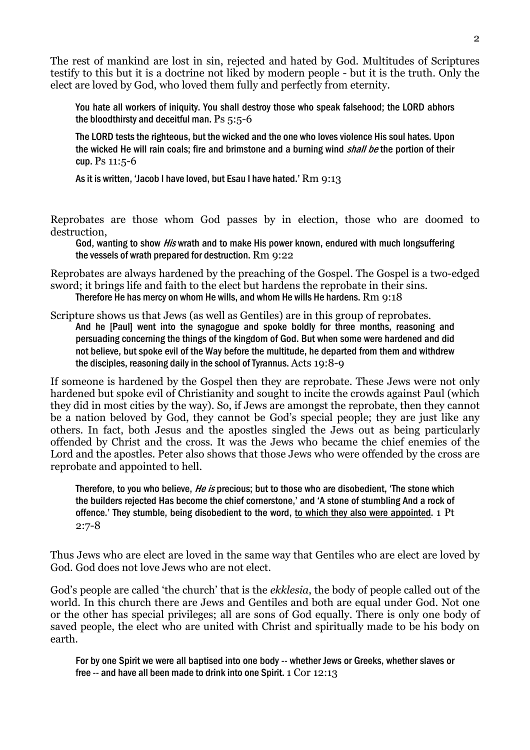The rest of mankind are lost in sin, rejected and hated by God. Multitudes of Scriptures testify to this but it is a doctrine not liked by modern people - but it is the truth. Only the elect are loved by God, who loved them fully and perfectly from eternity.

> You hate all workers of iniquity. You shall destroy those who speak falsehood; the LORD abhors the bloodthirsty and deceitful man. Ps 5:5-6
>
> The LORD tests the righteous, but the wicked and the one who loves violence His soul hates. Upon the wicked He will rain coals; fire and brimstone and a burning wind *shall be* the portion of their cup. Ps 11:5-6
>
> As it is written, 'Jacob I have loved, but Esau I have hated.' Rm 9:13

Reprobates are those whom God passes by in election, those who are doomed to destruction,

> God, wanting to show *His* wrath and to make His power known, endured with much longsuffering the vessels of wrath prepared for destruction. Rm 9:22

Reprobates are always hardened by the preaching of the Gospel. The Gospel is a two-edged sword; it brings life and faith to the elect but hardens the reprobate in their sins.

> Therefore He has mercy on whom He wills, and whom He wills He hardens. Rm 9:18

Scripture shows us that Jews (as well as Gentiles) are in this group of reprobates.

> And he [Paul] went into the synagogue and spoke boldly for three months, reasoning and persuading concerning the things of the kingdom of God. But when some were hardened and did not believe, but spoke evil of the Way before the multitude, he departed from them and withdrew the disciples, reasoning daily in the school of Tyrannus. Acts 19:8-9

If someone is hardened by the Gospel then they are reprobate. These Jews were not only hardened but spoke evil of Christianity and sought to incite the crowds against Paul (which they did in most cities by the way). So, if Jews are amongst the reprobate, then they cannot be a nation beloved by God, they cannot be God's special people; they are just like any others. In fact, both Jesus and the apostles singled the Jews out as being particularly offended by Christ and the cross. It was the Jews who became the chief enemies of the Lord and the apostles. Peter also shows that those Jews who were offended by the cross are reprobate and appointed to hell.

> Therefore, to you who believe, *He is* precious; but to those who are disobedient, 'The stone which the builders rejected Has become the chief cornerstone,' and 'A stone of stumbling And a rock of offence.' They stumble, being disobedient to the word, <u>to which they also were appointed</u>. 1 Pt 2:7-8

Thus Jews who are elect are loved in the same way that Gentiles who are elect are loved by God. God does not love Jews who are not elect.

God's people are called 'the church' that is the *ekklesia*, the body of people called out of the world. In this church there are Jews and Gentiles and both are equal under God. Not one or the other has special privileges; all are sons of God equally. There is only one body of saved people, the elect who are united with Christ and spiritually made to be his body on earth.

> For by one Spirit we were all baptised into one body -- whether Jews or Greeks, whether slaves or free -- and have all been made to drink into one Spirit. 1 Cor 12:13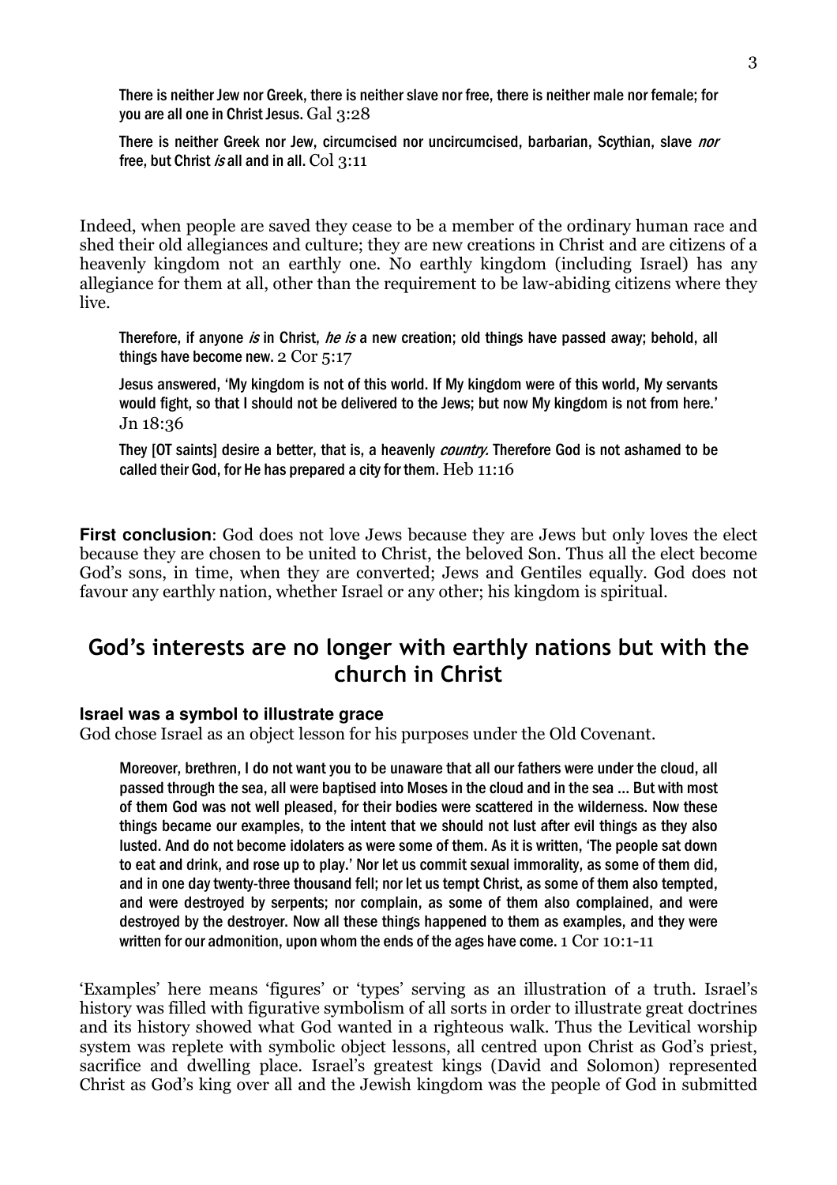There is neither Jew nor Greek, there is neither slave nor free, there is neither male nor female; for you are all one in Christ Jesus. Gal 3:28

There is neither Greek nor Jew, circumcised nor uncircumcised, barbarian, Scythian, slave *nor* free, but Christ *is* all and in all. Col 3:11

Indeed, when people are saved they cease to be a member of the ordinary human race and shed their old allegiances and culture; they are new creations in Christ and are citizens of a heavenly kingdom not an earthly one. No earthly kingdom (including Israel) has any allegiance for them at all, other than the requirement to be law-abiding citizens where they live.

Therefore, if anyone *is* in Christ, *he is* a new creation; old things have passed away; behold, all things have become new. 2 Cor 5:17

Jesus answered, 'My kingdom is not of this world. If My kingdom were of this world, My servants would fight, so that I should not be delivered to the Jews; but now My kingdom is not from here.' Jn 18:36

They [OT saints] desire a better, that is, a heavenly *country.* Therefore God is not ashamed to be called their God, for He has prepared a city for them. Heb 11:16

**First conclusion**: God does not love Jews because they are Jews but only loves the elect because they are chosen to be united to Christ, the beloved Son. Thus all the elect become God's sons, in time, when they are converted; Jews and Gentiles equally. God does not favour any earthly nation, whether Israel or any other; his kingdom is spiritual.

## God's interests are no longer with earthly nations but with the church in Christ

### Israel was a symbol to illustrate grace

God chose Israel as an object lesson for his purposes under the Old Covenant.

Moreover, brethren, I do not want you to be unaware that all our fathers were under the cloud, all passed through the sea, all were baptised into Moses in the cloud and in the sea … But with most of them God was not well pleased, for their bodies were scattered in the wilderness. Now these things became our examples, to the intent that we should not lust after evil things as they also lusted. And do not become idolaters as were some of them. As it is written, 'The people sat down to eat and drink, and rose up to play.' Nor let us commit sexual immorality, as some of them did, and in one day twenty-three thousand fell; nor let us tempt Christ, as some of them also tempted, and were destroyed by serpents; nor complain, as some of them also complained, and were destroyed by the destroyer. Now all these things happened to them as examples, and they were written for our admonition, upon whom the ends of the ages have come. 1 Cor 10:1-11

'Examples' here means 'figures' or 'types' serving as an illustration of a truth. Israel's history was filled with figurative symbolism of all sorts in order to illustrate great doctrines and its history showed what God wanted in a righteous walk. Thus the Levitical worship system was replete with symbolic object lessons, all centred upon Christ as God's priest, sacrifice and dwelling place. Israel's greatest kings (David and Solomon) represented Christ as God's king over all and the Jewish kingdom was the people of God in submitted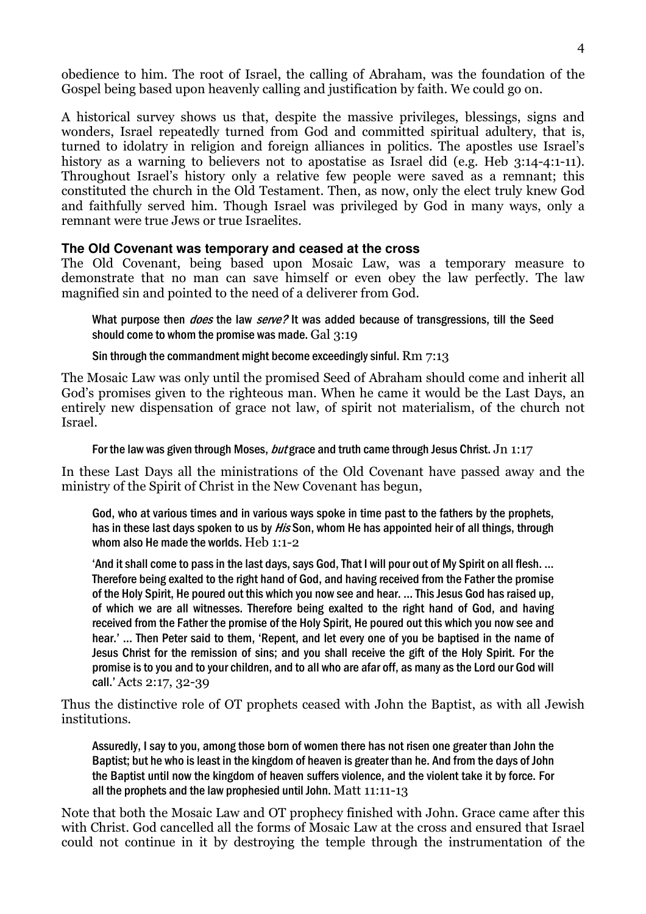obedience to him. The root of Israel, the calling of Abraham, was the foundation of the Gospel being based upon heavenly calling and justification by faith. We could go on.

A historical survey shows us that, despite the massive privileges, blessings, signs and wonders, Israel repeatedly turned from God and committed spiritual adultery, that is, turned to idolatry in religion and foreign alliances in politics. The apostles use Israel's history as a warning to believers not to apostatise as Israel did (e.g. Heb 3:14-4:1-11). Throughout Israel's history only a relative few people were saved as a remnant; this constituted the church in the Old Testament. Then, as now, only the elect truly knew God and faithfully served him. Though Israel was privileged by God in many ways, only a remnant were true Jews or true Israelites.

### The Old Covenant was temporary and ceased at the cross

The Old Covenant, being based upon Mosaic Law, was a temporary measure to demonstrate that no man can save himself or even obey the law perfectly. The law magnified sin and pointed to the need of a deliverer from God.

> What purpose then *does* the law *serve?* It was added because of transgressions, till the Seed should come to whom the promise was made. Gal 3:19
>
> Sin through the commandment might become exceedingly sinful. Rm 7:13

The Mosaic Law was only until the promised Seed of Abraham should come and inherit all God's promises given to the righteous man. When he came it would be the Last Days, an entirely new dispensation of grace not law, of spirit not materialism, of the church not Israel.

> For the law was given through Moses, *but* grace and truth came through Jesus Christ. Jn 1:17

In these Last Days all the ministrations of the Old Covenant have passed away and the ministry of the Spirit of Christ in the New Covenant has begun,

> God, who at various times and in various ways spoke in time past to the fathers by the prophets, has in these last days spoken to us by *His* Son, whom He has appointed heir of all things, through whom also He made the worlds. Heb 1:1-2
>
> 'And it shall come to pass in the last days, says God, That I will pour out of My Spirit on all flesh. ... Therefore being exalted to the right hand of God, and having received from the Father the promise of the Holy Spirit, He poured out this which you now see and hear. ... This Jesus God has raised up, of which we are all witnesses. Therefore being exalted to the right hand of God, and having received from the Father the promise of the Holy Spirit, He poured out this which you now see and hear.' ... Then Peter said to them, 'Repent, and let every one of you be baptised in the name of Jesus Christ for the remission of sins; and you shall receive the gift of the Holy Spirit. For the promise is to you and to your children, and to all who are afar off, as many as the Lord our God will call.' Acts 2:17, 32-39

Thus the distinctive role of OT prophets ceased with John the Baptist, as with all Jewish institutions.

> Assuredly, I say to you, among those born of women there has not risen one greater than John the Baptist; but he who is least in the kingdom of heaven is greater than he. And from the days of John the Baptist until now the kingdom of heaven suffers violence, and the violent take it by force. For all the prophets and the law prophesied until John. Matt 11:11-13

Note that both the Mosaic Law and OT prophecy finished with John. Grace came after this with Christ. God cancelled all the forms of Mosaic Law at the cross and ensured that Israel could not continue in it by destroying the temple through the instrumentation of the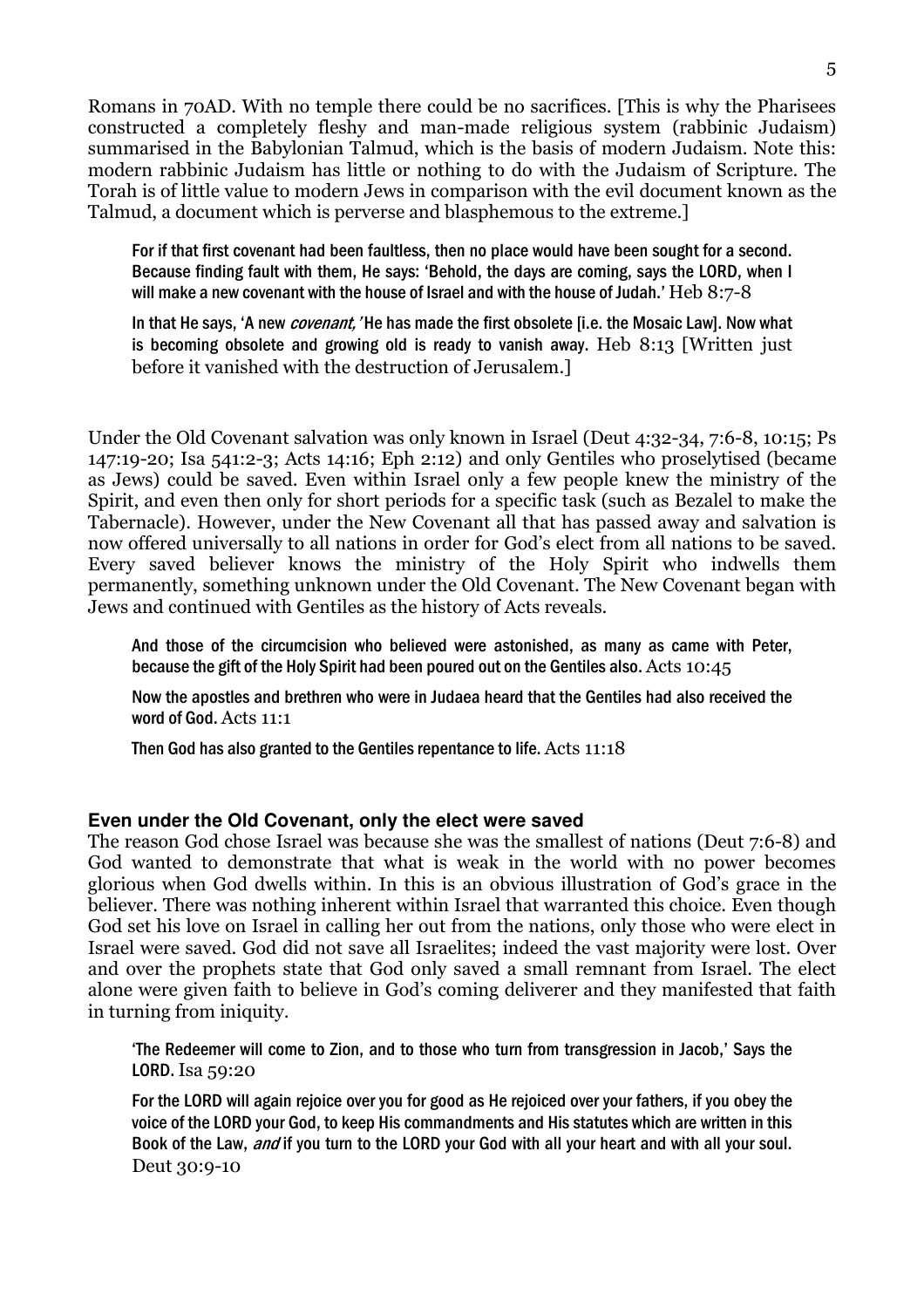Romans in 70AD. With no temple there could be no sacrifices. [This is why the Pharisees constructed a completely fleshy and man-made religious system (rabbinic Judaism) summarised in the Babylonian Talmud, which is the basis of modern Judaism. Note this: modern rabbinic Judaism has little or nothing to do with the Judaism of Scripture. The Torah is of little value to modern Jews in comparison with the evil document known as the Talmud, a document which is perverse and blasphemous to the extreme.]

> For if that first covenant had been faultless, then no place would have been sought for a second. Because finding fault with them, He says: 'Behold, the days are coming, says the LORD, when I will make a new covenant with the house of Israel and with the house of Judah.' Heb 8:7-8
>
> In that He says, 'A new *covenant,'* He has made the first obsolete [i.e. the Mosaic Law]. Now what is becoming obsolete and growing old is ready to vanish away. Heb 8:13 [Written just before it vanished with the destruction of Jerusalem.]

Under the Old Covenant salvation was only known in Israel (Deut 4:32-34, 7:6-8, 10:15; Ps 147:19-20; Isa 541:2-3; Acts 14:16; Eph 2:12) and only Gentiles who proselytised (became as Jews) could be saved. Even within Israel only a few people knew the ministry of the Spirit, and even then only for short periods for a specific task (such as Bezalel to make the Tabernacle). However, under the New Covenant all that has passed away and salvation is now offered universally to all nations in order for God's elect from all nations to be saved. Every saved believer knows the ministry of the Holy Spirit who indwells them permanently, something unknown under the Old Covenant. The New Covenant began with Jews and continued with Gentiles as the history of Acts reveals.

> And those of the circumcision who believed were astonished, as many as came with Peter, because the gift of the Holy Spirit had been poured out on the Gentiles also. Acts 10:45
>
> Now the apostles and brethren who were in Judaea heard that the Gentiles had also received the word of God. Acts 11:1
>
> Then God has also granted to the Gentiles repentance to life. Acts 11:18

## Even under the Old Covenant, only the elect were saved

The reason God chose Israel was because she was the smallest of nations (Deut 7:6-8) and God wanted to demonstrate that what is weak in the world with no power becomes glorious when God dwells within. In this is an obvious illustration of God's grace in the believer. There was nothing inherent within Israel that warranted this choice. Even though God set his love on Israel in calling her out from the nations, only those who were elect in Israel were saved. God did not save all Israelites; indeed the vast majority were lost. Over and over the prophets state that God only saved a small remnant from Israel. The elect alone were given faith to believe in God's coming deliverer and they manifested that faith in turning from iniquity.

> 'The Redeemer will come to Zion, and to those who turn from transgression in Jacob,' Says the LORD. Isa 59:20
>
> For the LORD will again rejoice over you for good as He rejoiced over your fathers, if you obey the voice of the LORD your God, to keep His commandments and His statutes which are written in this Book of the Law, *and* if you turn to the LORD your God with all your heart and with all your soul. Deut 30:9-10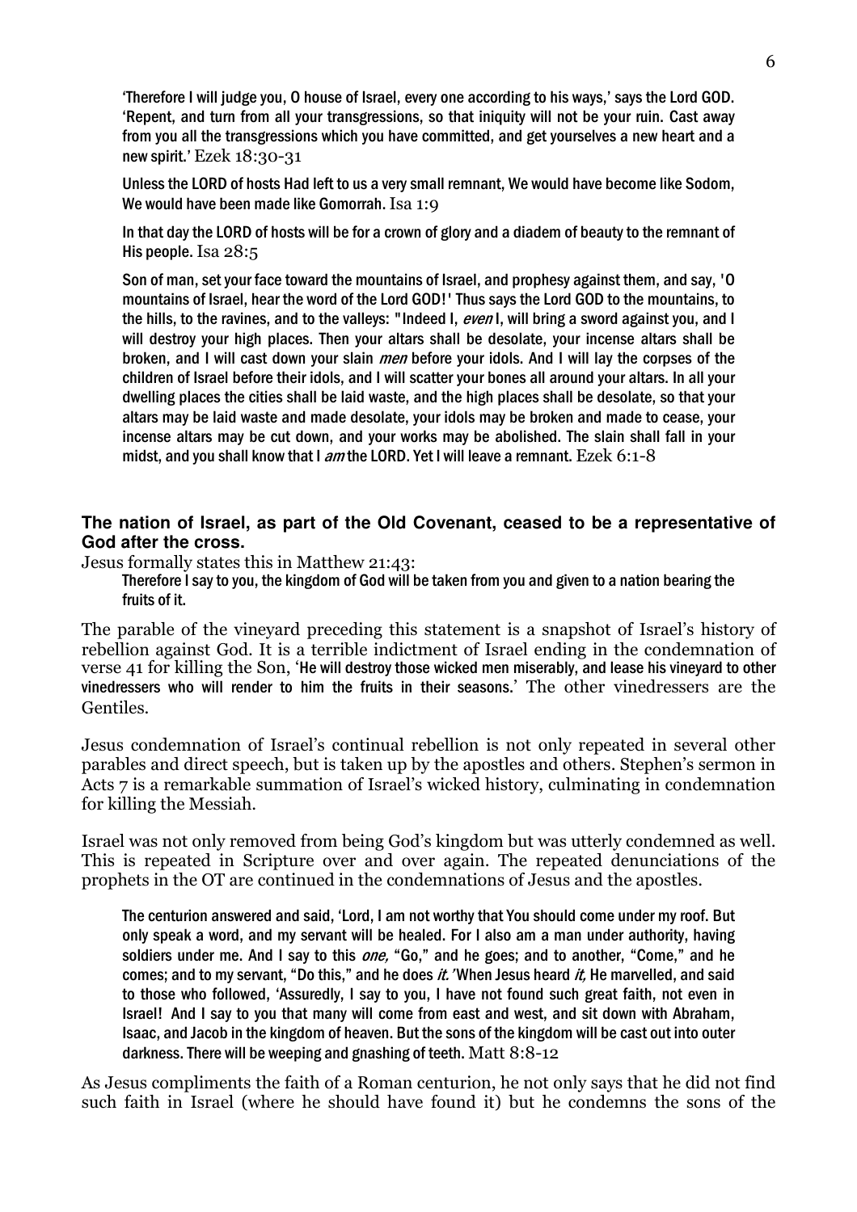'Therefore I will judge you, O house of Israel, every one according to his ways,' says the Lord GOD. 'Repent, and turn from all your transgressions, so that iniquity will not be your ruin. Cast away from you all the transgressions which you have committed, and get yourselves a new heart and a new spirit.' Ezek 18:30-31

Unless the LORD of hosts Had left to us a very small remnant, We would have become like Sodom, We would have been made like Gomorrah. Isa 1:9

In that day the LORD of hosts will be for a crown of glory and a diadem of beauty to the remnant of His people. Isa 28:5

Son of man, set your face toward the mountains of Israel, and prophesy against them, and say, 'O mountains of Israel, hear the word of the Lord GOD!' Thus says the Lord GOD to the mountains, to the hills, to the ravines, and to the valleys: "Indeed I, *even* I, will bring a sword against you, and I will destroy your high places. Then your altars shall be desolate, your incense altars shall be broken, and I will cast down your slain *men* before your idols. And I will lay the corpses of the children of Israel before their idols, and I will scatter your bones all around your altars. In all your dwelling places the cities shall be laid waste, and the high places shall be desolate, so that your altars may be laid waste and made desolate, your idols may be broken and made to cease, your incense altars may be cut down, and your works may be abolished. The slain shall fall in your midst, and you shall know that I *am* the LORD. Yet I will leave a remnant. Ezek 6:1-8

**The nation of Israel, as part of the Old Covenant, ceased to be a representative of God after the cross.**

Jesus formally states this in Matthew 21:43:

> Therefore I say to you, the kingdom of God will be taken from you and given to a nation bearing the fruits of it.

The parable of the vineyard preceding this statement is a snapshot of Israel's history of rebellion against God. It is a terrible indictment of Israel ending in the condemnation of verse 41 for killing the Son, 'He will destroy those wicked men miserably, and lease his vineyard to other vinedressers who will render to him the fruits in their seasons.' The other vinedressers are the Gentiles.

Jesus condemnation of Israel's continual rebellion is not only repeated in several other parables and direct speech, but is taken up by the apostles and others. Stephen's sermon in Acts 7 is a remarkable summation of Israel's wicked history, culminating in condemnation for killing the Messiah.

Israel was not only removed from being God's kingdom but was utterly condemned as well. This is repeated in Scripture over and over again. The repeated denunciations of the prophets in the OT are continued in the condemnations of Jesus and the apostles.

> The centurion answered and said, 'Lord, I am not worthy that You should come under my roof. But only speak a word, and my servant will be healed. For I also am a man under authority, having soldiers under me. And I say to this *one,* "Go," and he goes; and to another, "Come," and he comes; and to my servant, "Do this," and he does *it.*' When Jesus heard *it,* He marvelled, and said to those who followed, 'Assuredly, I say to you, I have not found such great faith, not even in Israel! And I say to you that many will come from east and west, and sit down with Abraham, Isaac, and Jacob in the kingdom of heaven. But the sons of the kingdom will be cast out into outer darkness. There will be weeping and gnashing of teeth. Matt 8:8-12

As Jesus compliments the faith of a Roman centurion, he not only says that he did not find such faith in Israel (where he should have found it) but he condemns the sons of the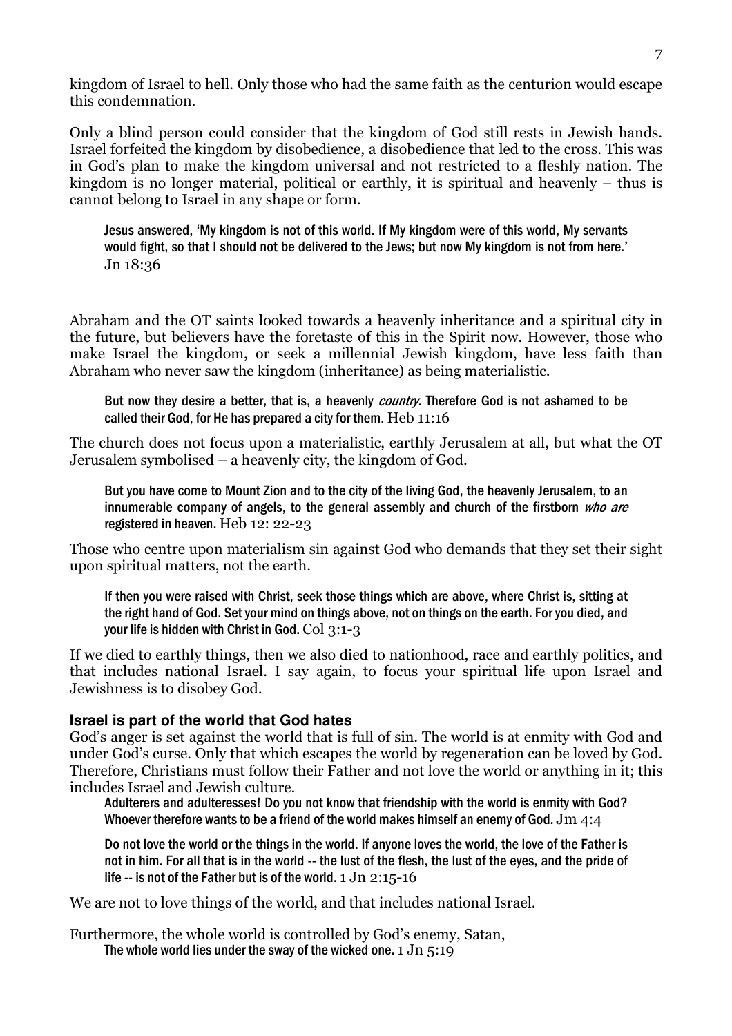kingdom of Israel to hell. Only those who had the same faith as the centurion would escape this condemnation.

Only a blind person could consider that the kingdom of God still rests in Jewish hands. Israel forfeited the kingdom by disobedience, a disobedience that led to the cross. This was in God's plan to make the kingdom universal and not restricted to a fleshly nation. The kingdom is no longer material, political or earthly, it is spiritual and heavenly – thus is cannot belong to Israel in any shape or form.

> Jesus answered, 'My kingdom is not of this world. If My kingdom were of this world, My servants would fight, so that I should not be delivered to the Jews; but now My kingdom is not from here.' Jn 18:36

Abraham and the OT saints looked towards a heavenly inheritance and a spiritual city in the future, but believers have the foretaste of this in the Spirit now. However, those who make Israel the kingdom, or seek a millennial Jewish kingdom, have less faith than Abraham who never saw the kingdom (inheritance) as being materialistic.

> But now they desire a better, that is, a heavenly *country.* Therefore God is not ashamed to be called their God, for He has prepared a city for them. Heb 11:16

The church does not focus upon a materialistic, earthly Jerusalem at all, but what the OT Jerusalem symbolised – a heavenly city, the kingdom of God.

> But you have come to Mount Zion and to the city of the living God, the heavenly Jerusalem, to an innumerable company of angels, to the general assembly and church of the firstborn *who are* registered in heaven. Heb 12: 22-23

Those who centre upon materialism sin against God who demands that they set their sight upon spiritual matters, not the earth.

> If then you were raised with Christ, seek those things which are above, where Christ is, sitting at the right hand of God. Set your mind on things above, not on things on the earth. For you died, and your life is hidden with Christ in God. Col 3:1-3

If we died to earthly things, then we also died to nationhood, race and earthly politics, and that includes national Israel. I say again, to focus your spiritual life upon Israel and Jewishness is to disobey God.

### Israel is part of the world that God hates

God's anger is set against the world that is full of sin. The world is at enmity with God and under God's curse. Only that which escapes the world by regeneration can be loved by God. Therefore, Christians must follow their Father and not love the world or anything in it; this includes Israel and Jewish culture.

> Adulterers and adulteresses! Do you not know that friendship with the world is enmity with God? Whoever therefore wants to be a friend of the world makes himself an enemy of God. Jm 4:4

> Do not love the world or the things in the world. If anyone loves the world, the love of the Father is not in him. For all that is in the world -- the lust of the flesh, the lust of the eyes, and the pride of life -- is not of the Father but is of the world. 1 Jn 2:15-16

We are not to love things of the world, and that includes national Israel.

Furthermore, the whole world is controlled by God's enemy, Satan,

> The whole world lies under the sway of the wicked one. 1 Jn 5:19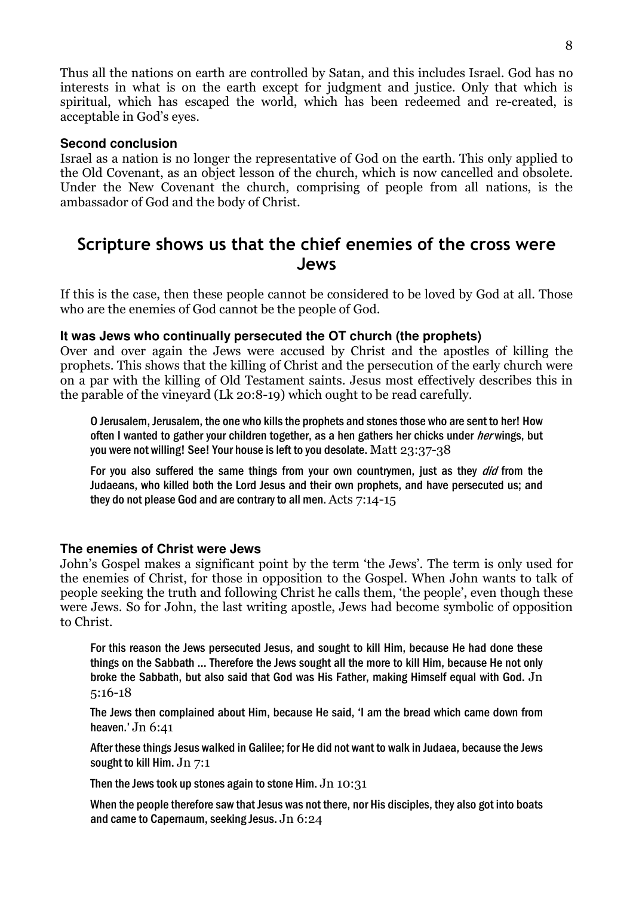Thus all the nations on earth are controlled by Satan, and this includes Israel. God has no interests in what is on the earth except for judgment and justice. Only that which is spiritual, which has escaped the world, which has been redeemed and re-created, is acceptable in God's eyes.

### Second conclusion

Israel as a nation is no longer the representative of God on the earth. This only applied to the Old Covenant, as an object lesson of the church, which is now cancelled and obsolete. Under the New Covenant the church, comprising of people from all nations, is the ambassador of God and the body of Christ.

## Scripture shows us that the chief enemies of the cross were Jews

If this is the case, then these people cannot be considered to be loved by God at all. Those who are the enemies of God cannot be the people of God.

### It was Jews who continually persecuted the OT church (the prophets)

Over and over again the Jews were accused by Christ and the apostles of killing the prophets. This shows that the killing of Christ and the persecution of the early church were on a par with the killing of Old Testament saints. Jesus most effectively describes this in the parable of the vineyard (Lk 20:8-19) which ought to be read carefully.

> O Jerusalem, Jerusalem, the one who kills the prophets and stones those who are sent to her! How often I wanted to gather your children together, as a hen gathers her chicks under *her* wings, but you were not willing! See! Your house is left to you desolate. Matt 23:37-38

> For you also suffered the same things from your own countrymen, just as they *did* from the Judaeans, who killed both the Lord Jesus and their own prophets, and have persecuted us; and they do not please God and are contrary to all men. Acts 7:14-15

### The enemies of Christ were Jews

John's Gospel makes a significant point by the term 'the Jews'. The term is only used for the enemies of Christ, for those in opposition to the Gospel. When John wants to talk of people seeking the truth and following Christ he calls them, 'the people', even though these were Jews. So for John, the last writing apostle, Jews had become symbolic of opposition to Christ.

> For this reason the Jews persecuted Jesus, and sought to kill Him, because He had done these things on the Sabbath ... Therefore the Jews sought all the more to kill Him, because He not only broke the Sabbath, but also said that God was His Father, making Himself equal with God. Jn 5:16-18

> The Jews then complained about Him, because He said, 'I am the bread which came down from heaven.' Jn 6:41

> After these things Jesus walked in Galilee; for He did not want to walk in Judaea, because the Jews sought to kill Him. Jn 7:1

> Then the Jews took up stones again to stone Him. Jn 10:31

> When the people therefore saw that Jesus was not there, nor His disciples, they also got into boats and came to Capernaum, seeking Jesus. Jn 6:24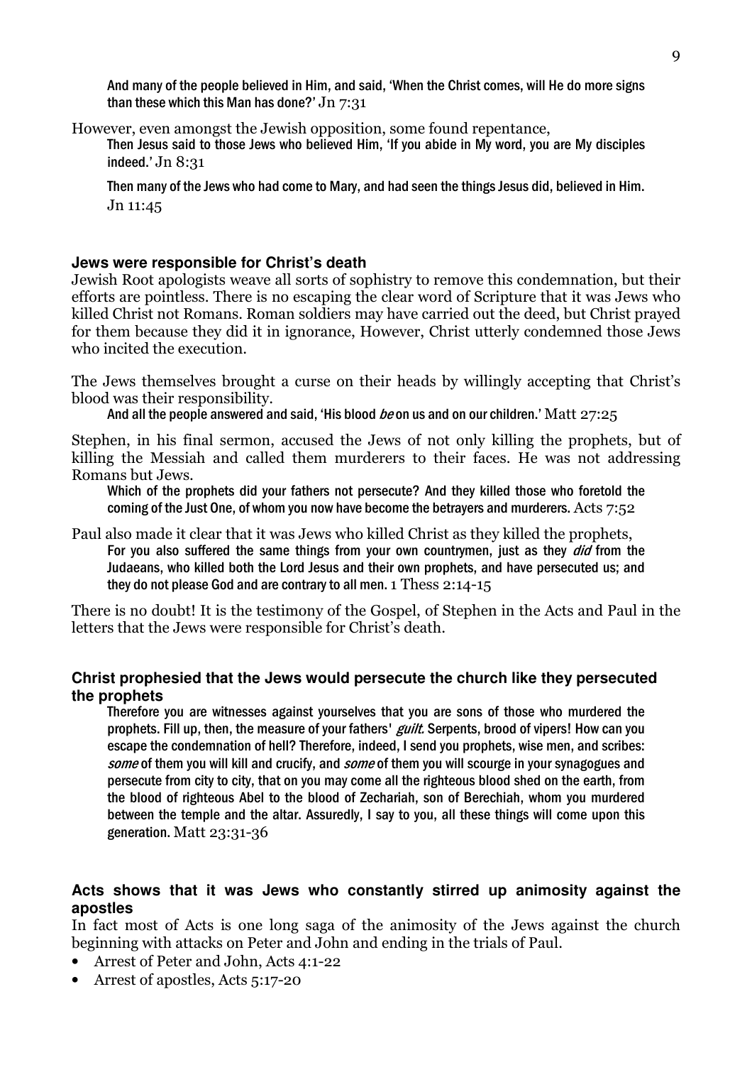> And many of the people believed in Him, and said, 'When the Christ comes, will He do more signs than these which this Man has done?' Jn 7:31

However, even amongst the Jewish opposition, some found repentance,

> Then Jesus said to those Jews who believed Him, 'If you abide in My word, you are My disciples indeed.' Jn 8:31

> Then many of the Jews who had come to Mary, and had seen the things Jesus did, believed in Him. Jn 11:45

### Jews were responsible for Christ's death

Jewish Root apologists weave all sorts of sophistry to remove this condemnation, but their efforts are pointless. There is no escaping the clear word of Scripture that it was Jews who killed Christ not Romans. Roman soldiers may have carried out the deed, but Christ prayed for them because they did it in ignorance, However, Christ utterly condemned those Jews who incited the execution.

The Jews themselves brought a curse on their heads by willingly accepting that Christ's blood was their responsibility.

> And all the people answered and said, 'His blood *be* on us and on our children.' Matt 27:25

Stephen, in his final sermon, accused the Jews of not only killing the prophets, but of killing the Messiah and called them murderers to their faces. He was not addressing Romans but Jews.

> Which of the prophets did your fathers not persecute? And they killed those who foretold the coming of the Just One, of whom you now have become the betrayers and murderers. Acts 7:52

Paul also made it clear that it was Jews who killed Christ as they killed the prophets,

> For you also suffered the same things from your own countrymen, just as they *did* from the Judaeans, who killed both the Lord Jesus and their own prophets, and have persecuted us; and they do not please God and are contrary to all men. 1 Thess 2:14-15

There is no doubt! It is the testimony of the Gospel, of Stephen in the Acts and Paul in the letters that the Jews were responsible for Christ's death.

### Christ prophesied that the Jews would persecute the church like they persecuted the prophets

> Therefore you are witnesses against yourselves that you are sons of those who murdered the prophets. Fill up, then, the measure of your fathers' *guilt.* Serpents, brood of vipers! How can you escape the condemnation of hell? Therefore, indeed, I send you prophets, wise men, and scribes: *some* of them you will kill and crucify, and *some* of them you will scourge in your synagogues and persecute from city to city, that on you may come all the righteous blood shed on the earth, from the blood of righteous Abel to the blood of Zechariah, son of Berechiah, whom you murdered between the temple and the altar. Assuredly, I say to you, all these things will come upon this generation. Matt 23:31-36

### Acts shows that it was Jews who constantly stirred up animosity against the apostles

In fact most of Acts is one long saga of the animosity of the Jews against the church beginning with attacks on Peter and John and ending in the trials of Paul.

- Arrest of Peter and John, Acts 4:1-22
- Arrest of apostles, Acts 5:17-20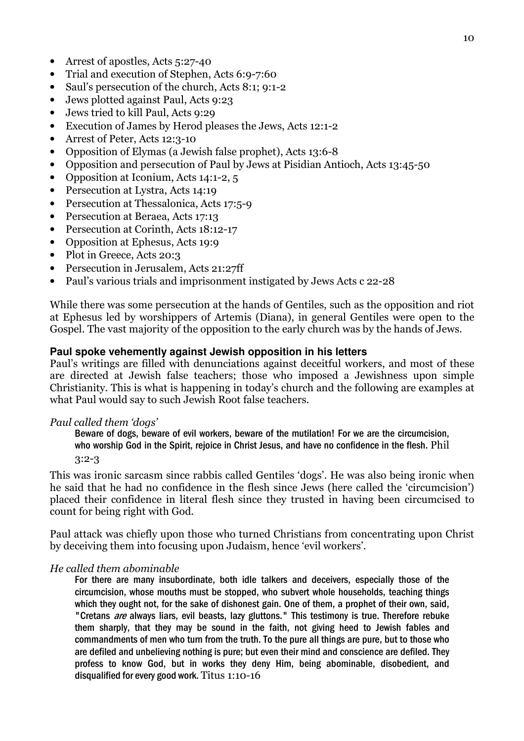- Arrest of apostles, Acts 5:27-40
- Trial and execution of Stephen, Acts 6:9-7:60
- Saul's persecution of the church, Acts 8:1; 9:1-2
- Jews plotted against Paul, Acts 9:23
- Jews tried to kill Paul, Acts 9:29
- Execution of James by Herod pleases the Jews, Acts 12:1-2
- Arrest of Peter, Acts 12:3-10
- Opposition of Elymas (a Jewish false prophet), Acts 13:6-8
- Opposition and persecution of Paul by Jews at Pisidian Antioch, Acts 13:45-50
- Opposition at Iconium, Acts 14:1-2, 5
- Persecution at Lystra, Acts 14:19
- Persecution at Thessalonica, Acts 17:5-9
- Persecution at Beraea, Acts 17:13
- Persecution at Corinth, Acts 18:12-17
- Opposition at Ephesus, Acts 19:9
- Plot in Greece, Acts 20:3
- Persecution in Jerusalem, Acts 21:27ff
- Paul's various trials and imprisonment instigated by Jews Acts c 22-28

While there was some persecution at the hands of Gentiles, such as the opposition and riot at Ephesus led by worshippers of Artemis (Diana), in general Gentiles were open to the Gospel. The vast majority of the opposition to the early church was by the hands of Jews.

### Paul spoke vehemently against Jewish opposition in his letters

Paul's writings are filled with denunciations against deceitful workers, and most of these are directed at Jewish false teachers; those who imposed a Jewishness upon simple Christianity. This is what is happening in today's church and the following are examples at what Paul would say to such Jewish Root false teachers.

*Paul called them 'dogs'*

> Beware of dogs, beware of evil workers, beware of the mutilation! For we are the circumcision, who worship God in the Spirit, rejoice in Christ Jesus, and have no confidence in the flesh. Phil 3:2-3

This was ironic sarcasm since rabbis called Gentiles 'dogs'. He was also being ironic when he said that he had no confidence in the flesh since Jews (here called the 'circumcision') placed their confidence in literal flesh since they trusted in having been circumcised to count for being right with God.

Paul attack was chiefly upon those who turned Christians from concentrating upon Christ by deceiving them into focusing upon Judaism, hence 'evil workers'.

*He called them abominable*

> For there are many insubordinate, both idle talkers and deceivers, especially those of the circumcision, whose mouths must be stopped, who subvert whole households, teaching things which they ought not, for the sake of dishonest gain. One of them, a prophet of their own, said, "Cretans *are* always liars, evil beasts, lazy gluttons." This testimony is true. Therefore rebuke them sharply, that they may be sound in the faith, not giving heed to Jewish fables and commandments of men who turn from the truth. To the pure all things are pure, but to those who are defiled and unbelieving nothing is pure; but even their mind and conscience are defiled. They profess to know God, but in works they deny Him, being abominable, disobedient, and disqualified for every good work. Titus 1:10-16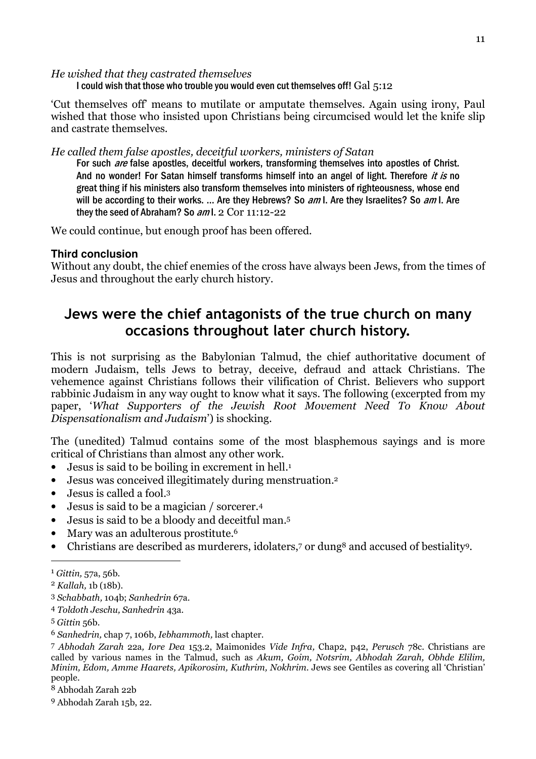*He wished that they castrated themselves*

> I could wish that those who trouble you would even cut themselves off! Gal 5:12

'Cut themselves off' means to mutilate or amputate themselves. Again using irony, Paul wished that those who insisted upon Christians being circumcised would let the knife slip and castrate themselves.

*He called them false apostles, deceitful workers, ministers of Satan*

> For such *are* false apostles, deceitful workers, transforming themselves into apostles of Christ. And no wonder! For Satan himself transforms himself into an angel of light. Therefore *it is* no great thing if his ministers also transform themselves into ministers of righteousness, whose end will be according to their works. ... Are they Hebrews? So *am* I. Are they Israelites? So *am* I. Are they the seed of Abraham? So *am* I. 2 Cor 11:12-22

We could continue, but enough proof has been offered.

### Third conclusion

Without any doubt, the chief enemies of the cross have always been Jews, from the times of Jesus and throughout the early church history.

## Jews were the chief antagonists of the true church on many occasions throughout later church history.

This is not surprising as the Babylonian Talmud, the chief authoritative document of modern Judaism, tells Jews to betray, deceive, defraud and attack Christians. The vehemence against Christians follows their vilification of Christ. Believers who support rabbinic Judaism in any way ought to know what it says. The following (excerpted from my paper, '*What Supporters of the Jewish Root Movement Need To Know About Dispensationalism and Judaism*') is shocking.

The (unedited) Talmud contains some of the most blasphemous sayings and is more critical of Christians than almost any other work.

- Jesus is said to be boiling in excrement in hell.[1]
- Jesus was conceived illegitimately during menstruation.[2]
- Jesus is called a fool.[3]
- Jesus is said to be a magician / sorcerer.[4]
- Jesus is said to be a bloody and deceitful man.[5]
- Mary was an adulterous prostitute.[6]
- Christians are described as murderers, idolaters,[7] or dung[8] and accused of bestiality[9].

---

[1] *Gittin,* 57a, 56b.

[2] *Kallah,* 1b (18b).

[3] *Schabbath,* 104b; *Sanhedrin* 67a.

[4] *Toldoth Jeschu, Sanhedrin* 43a.

[5] *Gittin* 56b.

[6] *Sanhedrin,* chap 7, 106b, *Iebhammoth,* last chapter.

[7] *Abhodah Zarah* 22a*, Iore Dea* 153.2, Maimonides *Vide Infra,* Chap2, p42, *Perusch* 78c. Christians are called by various names in the Talmud, such as *Akum, Goim, Notsrim, Abhodah Zarah, Obhde Elilim, Minim, Edom, Amme Haarets, Apikorosim, Kuthrim, Nokhrim.* Jews see Gentiles as covering all 'Christian' people.

[8] Abhodah Zarah 22b

[9] Abhodah Zarah 15b, 22.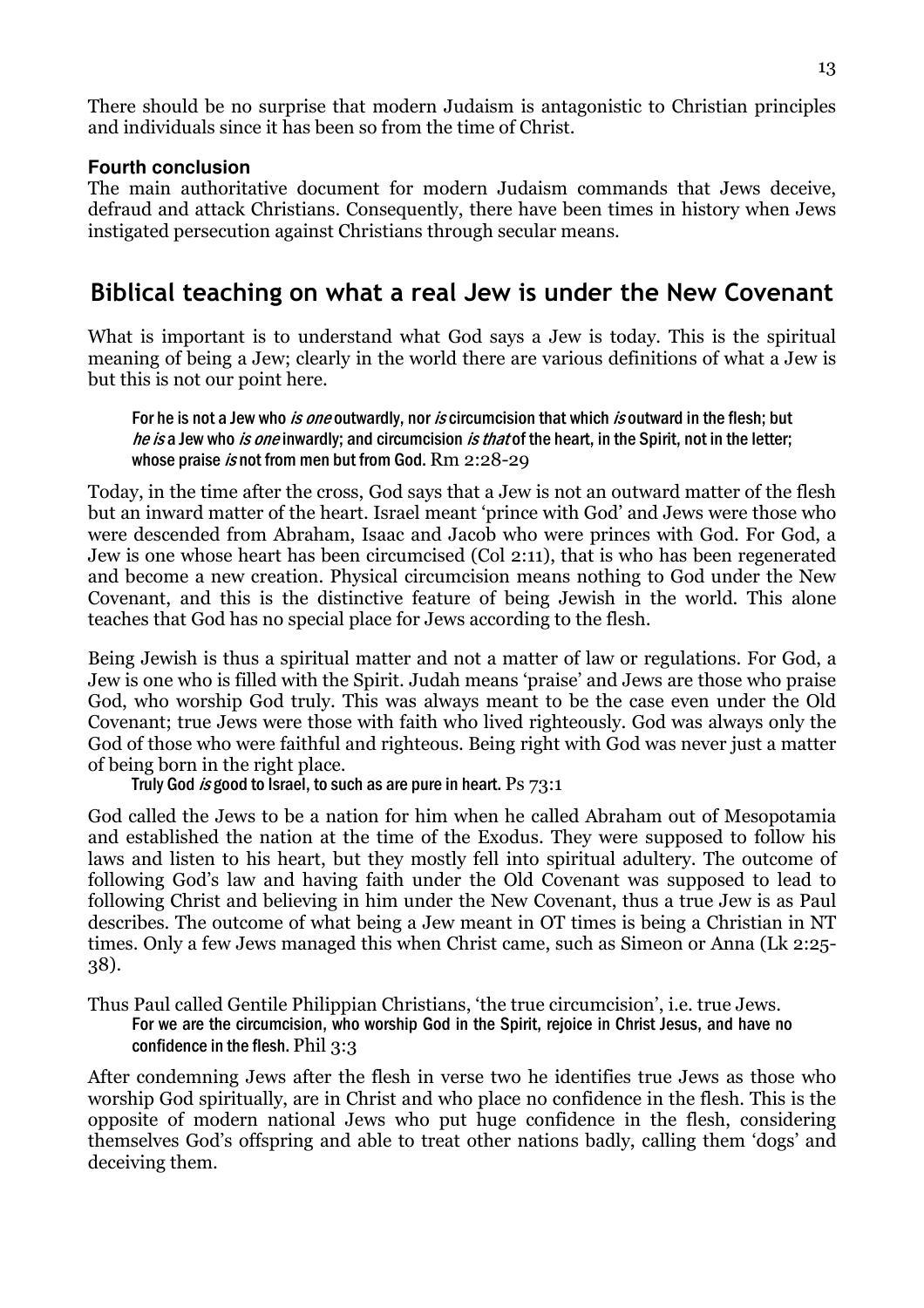There should be no surprise that modern Judaism is antagonistic to Christian principles and individuals since it has been so from the time of Christ.

#### Fourth conclusion

The main authoritative document for modern Judaism commands that Jews deceive, defraud and attack Christians. Consequently, there have been times in history when Jews instigated persecution against Christians through secular means.

## Biblical teaching on what a real Jew is under the New Covenant

What is important is to understand what God says a Jew is today. This is the spiritual meaning of being a Jew; clearly in the world there are various definitions of what a Jew is but this is not our point here.

> For he is not a Jew who *is one* outwardly, nor *is* circumcision that which *is* outward in the flesh; but *he is* a Jew who *is one* inwardly; and circumcision *is that* of the heart, in the Spirit, not in the letter; whose praise *is* not from men but from God. Rm 2:28-29

Today, in the time after the cross, God says that a Jew is not an outward matter of the flesh but an inward matter of the heart. Israel meant 'prince with God' and Jews were those who were descended from Abraham, Isaac and Jacob who were princes with God. For God, a Jew is one whose heart has been circumcised (Col 2:11), that is who has been regenerated and become a new creation. Physical circumcision means nothing to God under the New Covenant, and this is the distinctive feature of being Jewish in the world. This alone teaches that God has no special place for Jews according to the flesh.

Being Jewish is thus a spiritual matter and not a matter of law or regulations. For God, a Jew is one who is filled with the Spirit. Judah means 'praise' and Jews are those who praise God, who worship God truly. This was always meant to be the case even under the Old Covenant; true Jews were those with faith who lived righteously. God was always only the God of those who were faithful and righteous. Being right with God was never just a matter of being born in the right place.

> Truly God *is* good to Israel, to such as are pure in heart. Ps 73:1

God called the Jews to be a nation for him when he called Abraham out of Mesopotamia and established the nation at the time of the Exodus. They were supposed to follow his laws and listen to his heart, but they mostly fell into spiritual adultery. The outcome of following God's law and having faith under the Old Covenant was supposed to lead to following Christ and believing in him under the New Covenant, thus a true Jew is as Paul describes. The outcome of what being a Jew meant in OT times is being a Christian in NT times. Only a few Jews managed this when Christ came, such as Simeon or Anna (Lk 2:25-38).

Thus Paul called Gentile Philippian Christians, 'the true circumcision', i.e. true Jews.

> For we are the circumcision, who worship God in the Spirit, rejoice in Christ Jesus, and have no confidence in the flesh. Phil 3:3

After condemning Jews after the flesh in verse two he identifies true Jews as those who worship God spiritually, are in Christ and who place no confidence in the flesh. This is the opposite of modern national Jews who put huge confidence in the flesh, considering themselves God's offspring and able to treat other nations badly, calling them 'dogs' and deceiving them.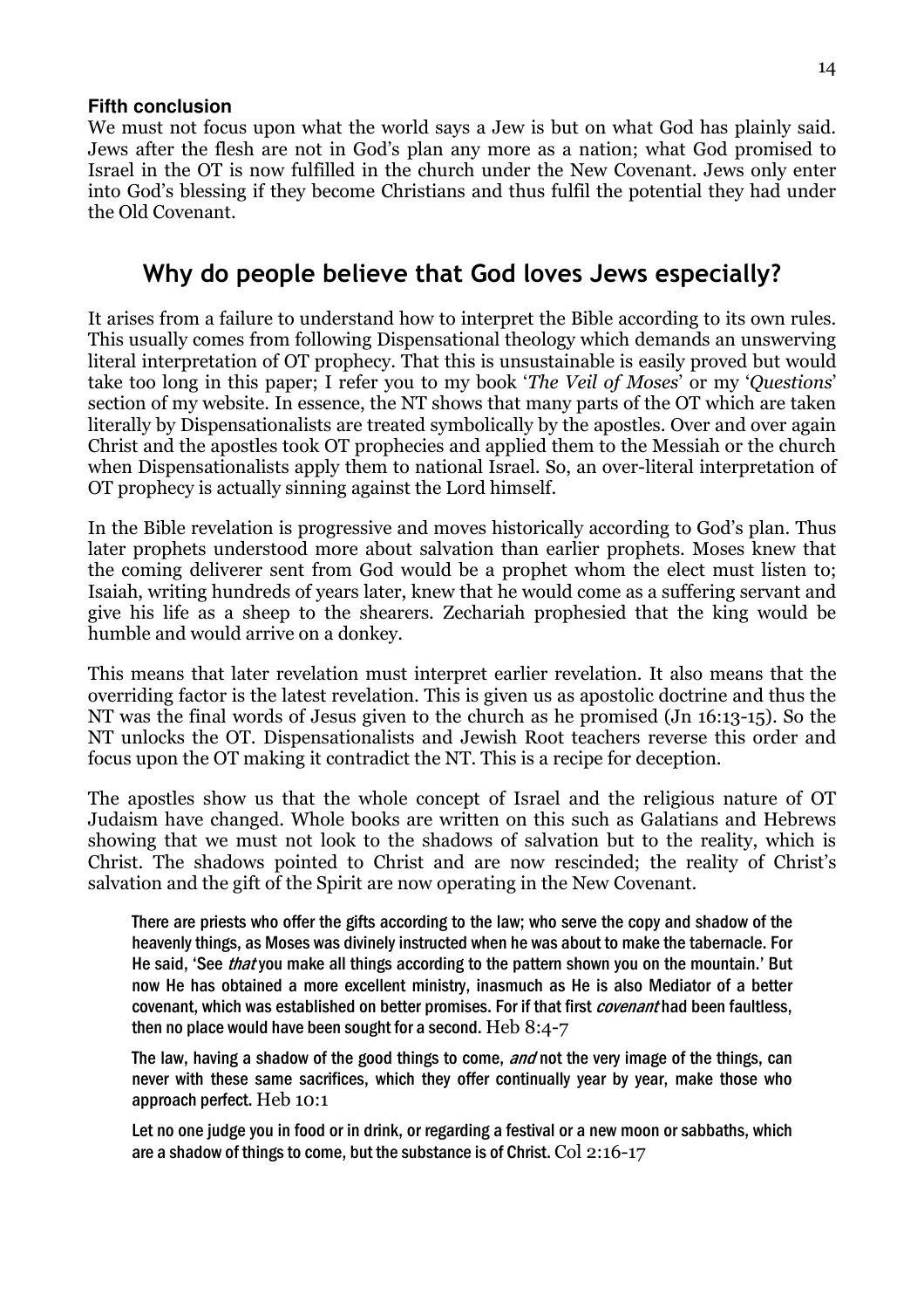**Fifth conclusion**

We must not focus upon what the world says a Jew is but on what God has plainly said. Jews after the flesh are not in God's plan any more as a nation; what God promised to Israel in the OT is now fulfilled in the church under the New Covenant. Jews only enter into God's blessing if they become Christians and thus fulfil the potential they had under the Old Covenant.

## Why do people believe that God loves Jews especially?

It arises from a failure to understand how to interpret the Bible according to its own rules. This usually comes from following Dispensational theology which demands an unswerving literal interpretation of OT prophecy. That this is unsustainable is easily proved but would take too long in this paper; I refer you to my book '*The Veil of Moses*' or my '*Questions*' section of my website. In essence, the NT shows that many parts of the OT which are taken literally by Dispensationalists are treated symbolically by the apostles. Over and over again Christ and the apostles took OT prophecies and applied them to the Messiah or the church when Dispensationalists apply them to national Israel. So, an over-literal interpretation of OT prophecy is actually sinning against the Lord himself.

In the Bible revelation is progressive and moves historically according to God's plan. Thus later prophets understood more about salvation than earlier prophets. Moses knew that the coming deliverer sent from God would be a prophet whom the elect must listen to; Isaiah, writing hundreds of years later, knew that he would come as a suffering servant and give his life as a sheep to the shearers. Zechariah prophesied that the king would be humble and would arrive on a donkey.

This means that later revelation must interpret earlier revelation. It also means that the overriding factor is the latest revelation. This is given us as apostolic doctrine and thus the NT was the final words of Jesus given to the church as he promised (Jn 16:13-15). So the NT unlocks the OT. Dispensationalists and Jewish Root teachers reverse this order and focus upon the OT making it contradict the NT. This is a recipe for deception.

The apostles show us that the whole concept of Israel and the religious nature of OT Judaism have changed. Whole books are written on this such as Galatians and Hebrews showing that we must not look to the shadows of salvation but to the reality, which is Christ. The shadows pointed to Christ and are now rescinded; the reality of Christ's salvation and the gift of the Spirit are now operating in the New Covenant.

> There are priests who offer the gifts according to the law; who serve the copy and shadow of the heavenly things, as Moses was divinely instructed when he was about to make the tabernacle. For He said, 'See *that* you make all things according to the pattern shown you on the mountain.' But now He has obtained a more excellent ministry, inasmuch as He is also Mediator of a better covenant, which was established on better promises. For if that first *covenant* had been faultless, then no place would have been sought for a second. Heb 8:4-7

> The law, having a shadow of the good things to come, *and* not the very image of the things, can never with these same sacrifices, which they offer continually year by year, make those who approach perfect. Heb 10:1

> Let no one judge you in food or in drink, or regarding a festival or a new moon or sabbaths, which are a shadow of things to come, but the substance is of Christ. Col 2:16-17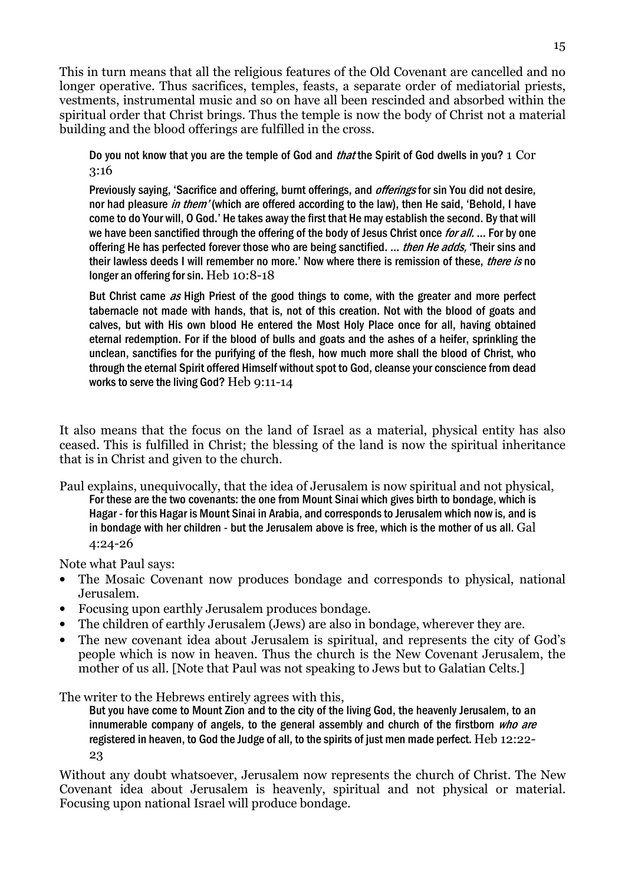This in turn means that all the religious features of the Old Covenant are cancelled and no longer operative. Thus sacrifices, temples, feasts, a separate order of mediatorial priests, vestments, instrumental music and so on have all been rescinded and absorbed within the spiritual order that Christ brings. Thus the temple is now the body of Christ not a material building and the blood offerings are fulfilled in the cross.

> Do you not know that you are the temple of God and *that* the Spirit of God dwells in you? 1 Cor 3:16
>
> Previously saying, 'Sacrifice and offering, burnt offerings, and *offerings* for sin You did not desire, nor had pleasure *in them'* (which are offered according to the law), then He said, 'Behold, I have come to do Your will, O God.' He takes away the first that He may establish the second. By that will we have been sanctified through the offering of the body of Jesus Christ once *for all.* ... For by one offering He has perfected forever those who are being sanctified. ... *then He adds,* 'Their sins and their lawless deeds I will remember no more.' Now where there is remission of these, *there is* no longer an offering for sin. Heb 10:8-18
>
> But Christ came *as* High Priest of the good things to come, with the greater and more perfect tabernacle not made with hands, that is, not of this creation. Not with the blood of goats and calves, but with His own blood He entered the Most Holy Place once for all, having obtained eternal redemption. For if the blood of bulls and goats and the ashes of a heifer, sprinkling the unclean, sanctifies for the purifying of the flesh, how much more shall the blood of Christ, who through the eternal Spirit offered Himself without spot to God, cleanse your conscience from dead works to serve the living God? Heb 9:11-14

It also means that the focus on the land of Israel as a material, physical entity has also ceased. This is fulfilled in Christ; the blessing of the land is now the spiritual inheritance that is in Christ and given to the church.

Paul explains, unequivocally, that the idea of Jerusalem is now spiritual and not physical,

> For these are the two covenants: the one from Mount Sinai which gives birth to bondage, which is Hagar - for this Hagar is Mount Sinai in Arabia, and corresponds to Jerusalem which now is, and is in bondage with her children - but the Jerusalem above is free, which is the mother of us all. Gal 4:24-26

Note what Paul says:

- The Mosaic Covenant now produces bondage and corresponds to physical, national Jerusalem.
- Focusing upon earthly Jerusalem produces bondage.
- The children of earthly Jerusalem (Jews) are also in bondage, wherever they are.
- The new covenant idea about Jerusalem is spiritual, and represents the city of God's people which is now in heaven. Thus the church is the New Covenant Jerusalem, the mother of us all. [Note that Paul was not speaking to Jews but to Galatian Celts.]

The writer to the Hebrews entirely agrees with this,

> But you have come to Mount Zion and to the city of the living God, the heavenly Jerusalem, to an innumerable company of angels, to the general assembly and church of the firstborn *who are* registered in heaven, to God the Judge of all, to the spirits of just men made perfect. Heb 12:22-23

Without any doubt whatsoever, Jerusalem now represents the church of Christ. The New Covenant idea about Jerusalem is heavenly, spiritual and not physical or material. Focusing upon national Israel will produce bondage.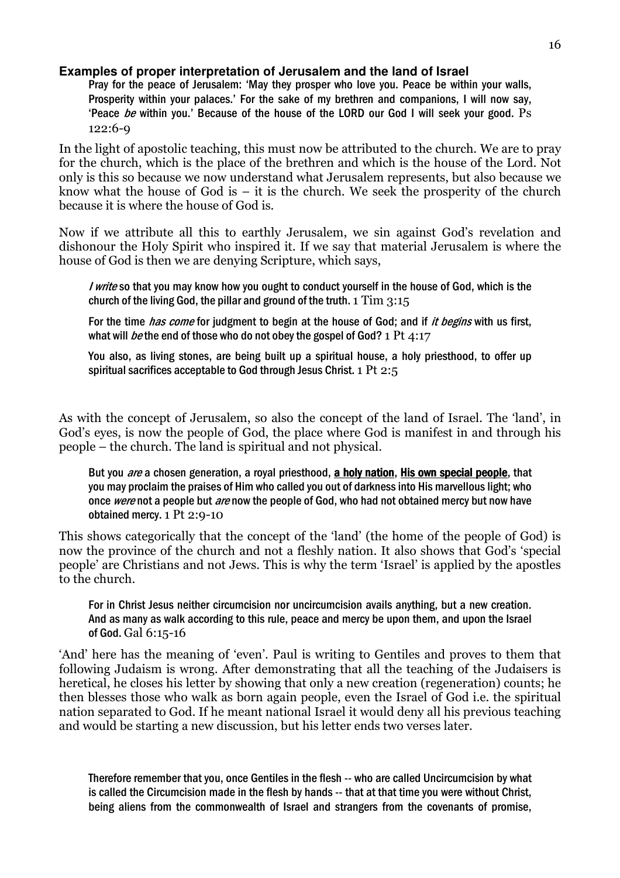### Examples of proper interpretation of Jerusalem and the land of Israel

> Pray for the peace of Jerusalem: 'May they prosper who love you. Peace be within your walls, Prosperity within your palaces.' For the sake of my brethren and companions, I will now say, 'Peace *be* within you.' Because of the house of the LORD our God I will seek your good. Ps 122:6-9

In the light of apostolic teaching, this must now be attributed to the church. We are to pray for the church, which is the place of the brethren and which is the house of the Lord. Not only is this so because we now understand what Jerusalem represents, but also because we know what the house of God is – it is the church. We seek the prosperity of the church because it is where the house of God is.

Now if we attribute all this to earthly Jerusalem, we sin against God's revelation and dishonour the Holy Spirit who inspired it. If we say that material Jerusalem is where the house of God is then we are denying Scripture, which says,

> *I write* so that you may know how you ought to conduct yourself in the house of God, which is the church of the living God, the pillar and ground of the truth. 1 Tim 3:15

> For the time *has come* for judgment to begin at the house of God; and if *it begins* with us first, what will *be* the end of those who do not obey the gospel of God? 1 Pt 4:17

> You also, as living stones, are being built up a spiritual house, a holy priesthood, to offer up spiritual sacrifices acceptable to God through Jesus Christ. 1 Pt 2:5

As with the concept of Jerusalem, so also the concept of the land of Israel. The 'land', in God's eyes, is now the people of God, the place where God is manifest in and through his people – the church. The land is spiritual and not physical.

> But you *are* a chosen generation, a royal priesthood, **a holy nation**, **His own special people**, that you may proclaim the praises of Him who called you out of darkness into His marvellous light; who once *were* not a people but *are* now the people of God, who had not obtained mercy but now have obtained mercy. 1 Pt 2:9-10

This shows categorically that the concept of the 'land' (the home of the people of God) is now the province of the church and not a fleshly nation. It also shows that God's 'special people' are Christians and not Jews. This is why the term 'Israel' is applied by the apostles to the church.

> For in Christ Jesus neither circumcision nor uncircumcision avails anything, but a new creation. And as many as walk according to this rule, peace and mercy be upon them, and upon the Israel of God. Gal 6:15-16

'And' here has the meaning of 'even'. Paul is writing to Gentiles and proves to them that following Judaism is wrong. After demonstrating that all the teaching of the Judaisers is heretical, he closes his letter by showing that only a new creation (regeneration) counts; he then blesses those who walk as born again people, even the Israel of God i.e. the spiritual nation separated to God. If he meant national Israel it would deny all his previous teaching and would be starting a new discussion, but his letter ends two verses later.

> Therefore remember that you, once Gentiles in the flesh -- who are called Uncircumcision by what is called the Circumcision made in the flesh by hands -- that at that time you were without Christ, being aliens from the commonwealth of Israel and strangers from the covenants of promise,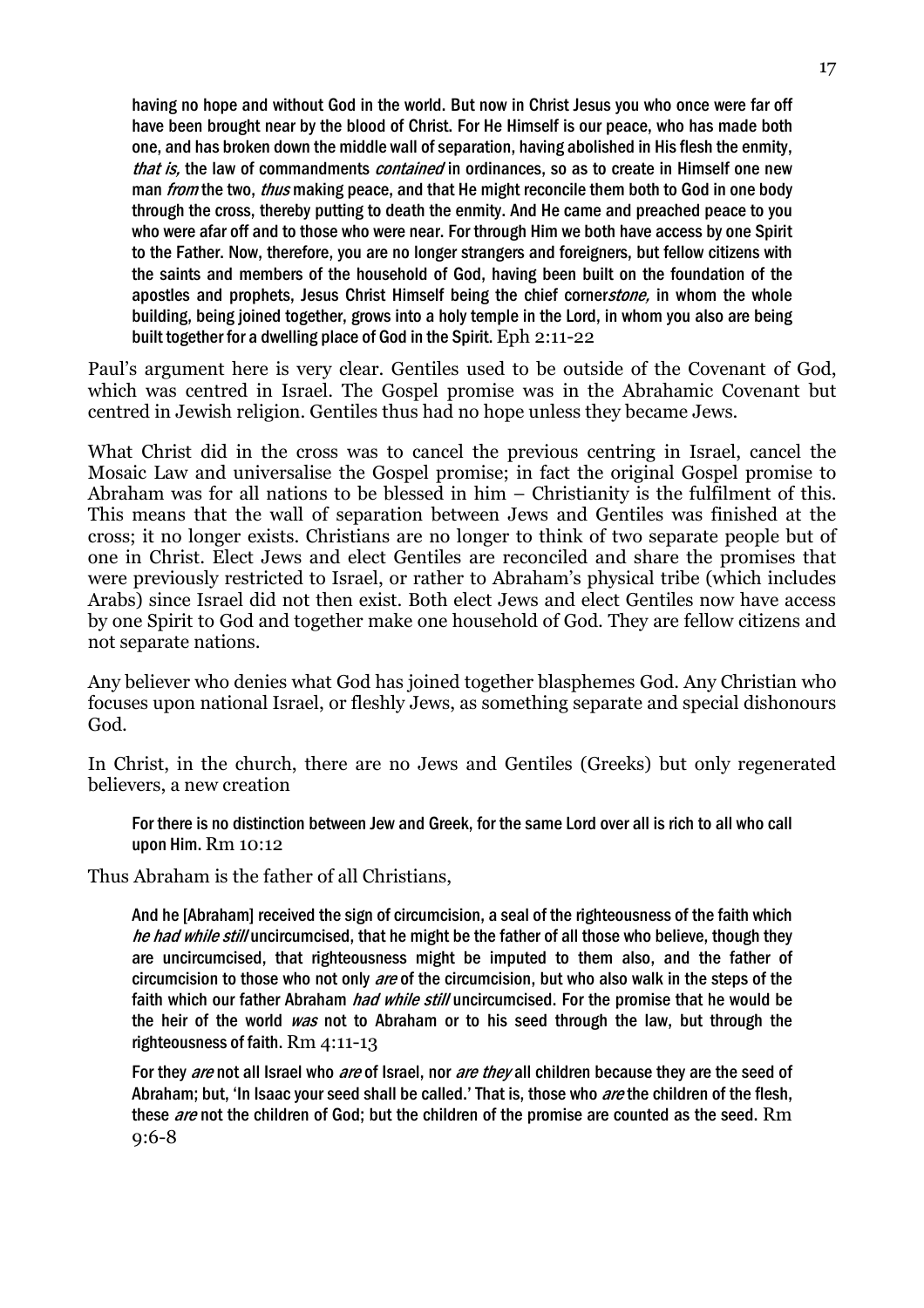> having no hope and without God in the world. But now in Christ Jesus you who once were far off have been brought near by the blood of Christ. For He Himself is our peace, who has made both one, and has broken down the middle wall of separation, having abolished in His flesh the enmity, *that is,* the law of commandments *contained* in ordinances, so as to create in Himself one new man *from* the two, *thus* making peace, and that He might reconcile them both to God in one body through the cross, thereby putting to death the enmity. And He came and preached peace to you who were afar off and to those who were near. For through Him we both have access by one Spirit to the Father. Now, therefore, you are no longer strangers and foreigners, but fellow citizens with the saints and members of the household of God, having been built on the foundation of the apostles and prophets, Jesus Christ Himself being the chief corner*stone,* in whom the whole building, being joined together, grows into a holy temple in the Lord, in whom you also are being built together for a dwelling place of God in the Spirit. Eph 2:11-22

Paul's argument here is very clear. Gentiles used to be outside of the Covenant of God, which was centred in Israel. The Gospel promise was in the Abrahamic Covenant but centred in Jewish religion. Gentiles thus had no hope unless they became Jews.

What Christ did in the cross was to cancel the previous centring in Israel, cancel the Mosaic Law and universalise the Gospel promise; in fact the original Gospel promise to Abraham was for all nations to be blessed in him – Christianity is the fulfilment of this. This means that the wall of separation between Jews and Gentiles was finished at the cross; it no longer exists. Christians are no longer to think of two separate people but of one in Christ. Elect Jews and elect Gentiles are reconciled and share the promises that were previously restricted to Israel, or rather to Abraham's physical tribe (which includes Arabs) since Israel did not then exist. Both elect Jews and elect Gentiles now have access by one Spirit to God and together make one household of God. They are fellow citizens and not separate nations.

Any believer who denies what God has joined together blasphemes God. Any Christian who focuses upon national Israel, or fleshly Jews, as something separate and special dishonours God.

In Christ, in the church, there are no Jews and Gentiles (Greeks) but only regenerated believers, a new creation

> For there is no distinction between Jew and Greek, for the same Lord over all is rich to all who call upon Him. Rm 10:12

Thus Abraham is the father of all Christians,

> And he [Abraham] received the sign of circumcision, a seal of the righteousness of the faith which *he had while still* uncircumcised, that he might be the father of all those who believe, though they are uncircumcised, that righteousness might be imputed to them also, and the father of circumcision to those who not only *are* of the circumcision, but who also walk in the steps of the faith which our father Abraham *had while still* uncircumcised. For the promise that he would be the heir of the world *was* not to Abraham or to his seed through the law, but through the righteousness of faith. Rm 4:11-13

> For they *are* not all Israel who *are* of Israel, nor *are they* all children because they are the seed of Abraham; but, 'In Isaac your seed shall be called.' That is, those who *are* the children of the flesh, these *are* not the children of God; but the children of the promise are counted as the seed. Rm 9:6-8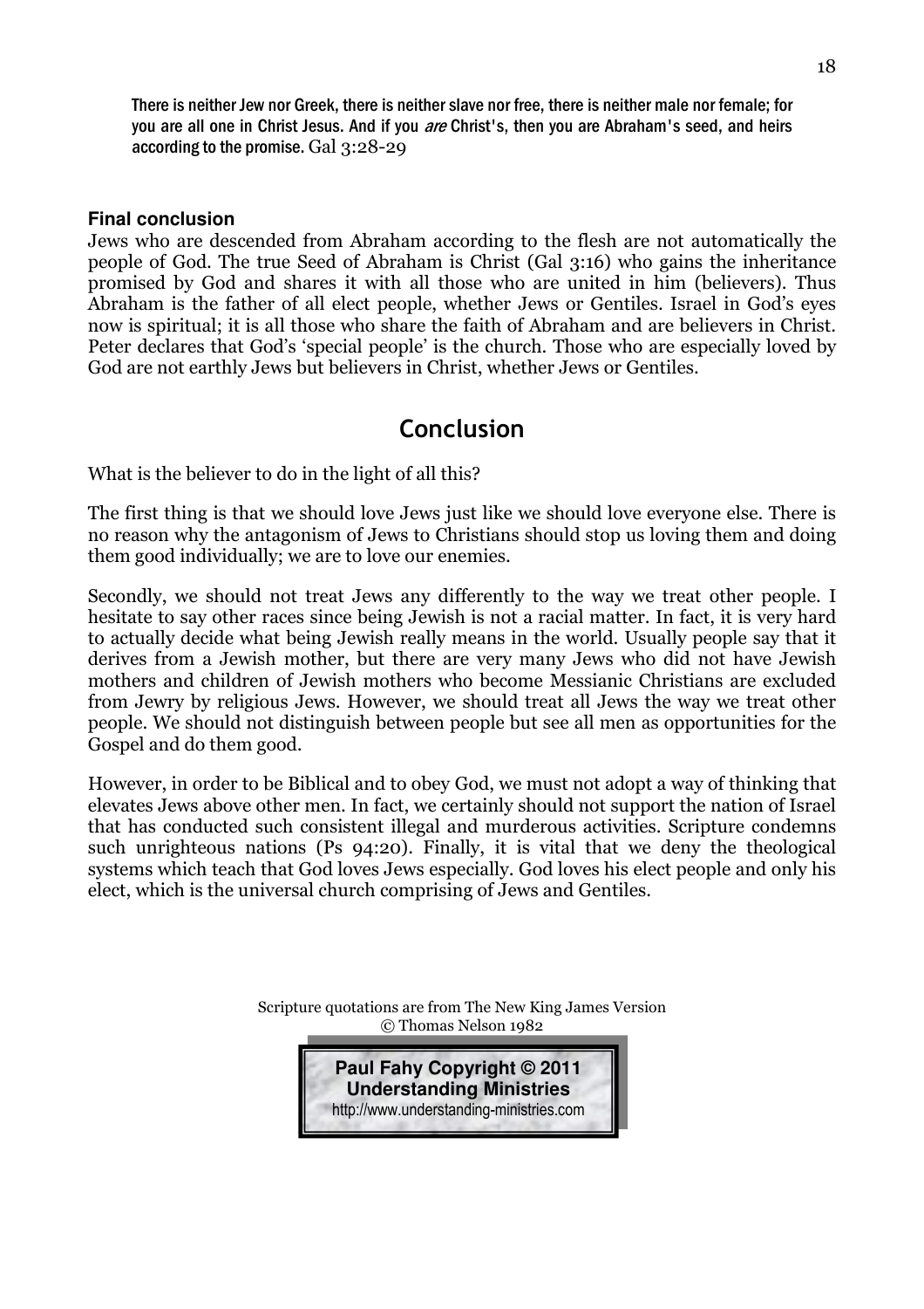There is neither Jew nor Greek, there is neither slave nor free, there is neither male nor female; for you are all one in Christ Jesus. And if you *are* Christ's, then you are Abraham's seed, and heirs according to the promise. Gal 3:28-29

**Final conclusion**

Jews who are descended from Abraham according to the flesh are not automatically the people of God. The true Seed of Abraham is Christ (Gal 3:16) who gains the inheritance promised by God and shares it with all those who are united in him (believers). Thus Abraham is the father of all elect people, whether Jews or Gentiles. Israel in God's eyes now is spiritual; it is all those who share the faith of Abraham and are believers in Christ. Peter declares that God's 'special people' is the church. Those who are especially loved by God are not earthly Jews but believers in Christ, whether Jews or Gentiles.

## Conclusion

What is the believer to do in the light of all this?

The first thing is that we should love Jews just like we should love everyone else. There is no reason why the antagonism of Jews to Christians should stop us loving them and doing them good individually; we are to love our enemies.

Secondly, we should not treat Jews any differently to the way we treat other people. I hesitate to say other races since being Jewish is not a racial matter. In fact, it is very hard to actually decide what being Jewish really means in the world. Usually people say that it derives from a Jewish mother, but there are very many Jews who did not have Jewish mothers and children of Jewish mothers who become Messianic Christians are excluded from Jewry by religious Jews. However, we should treat all Jews the way we treat other people. We should not distinguish between people but see all men as opportunities for the Gospel and do them good.

However, in order to be Biblical and to obey God, we must not adopt a way of thinking that elevates Jews above other men. In fact, we certainly should not support the nation of Israel that has conducted such consistent illegal and murderous activities. Scripture condemns such unrighteous nations (Ps 94:20). Finally, it is vital that we deny the theological systems which teach that God loves Jews especially. God loves his elect people and only his elect, which is the universal church comprising of Jews and Gentiles.

Scripture quotations are from The New King James Version
© Thomas Nelson 1982

**Paul Fahy Copyright © 2011**
**Understanding Ministries**
http://www.understanding-ministries.com